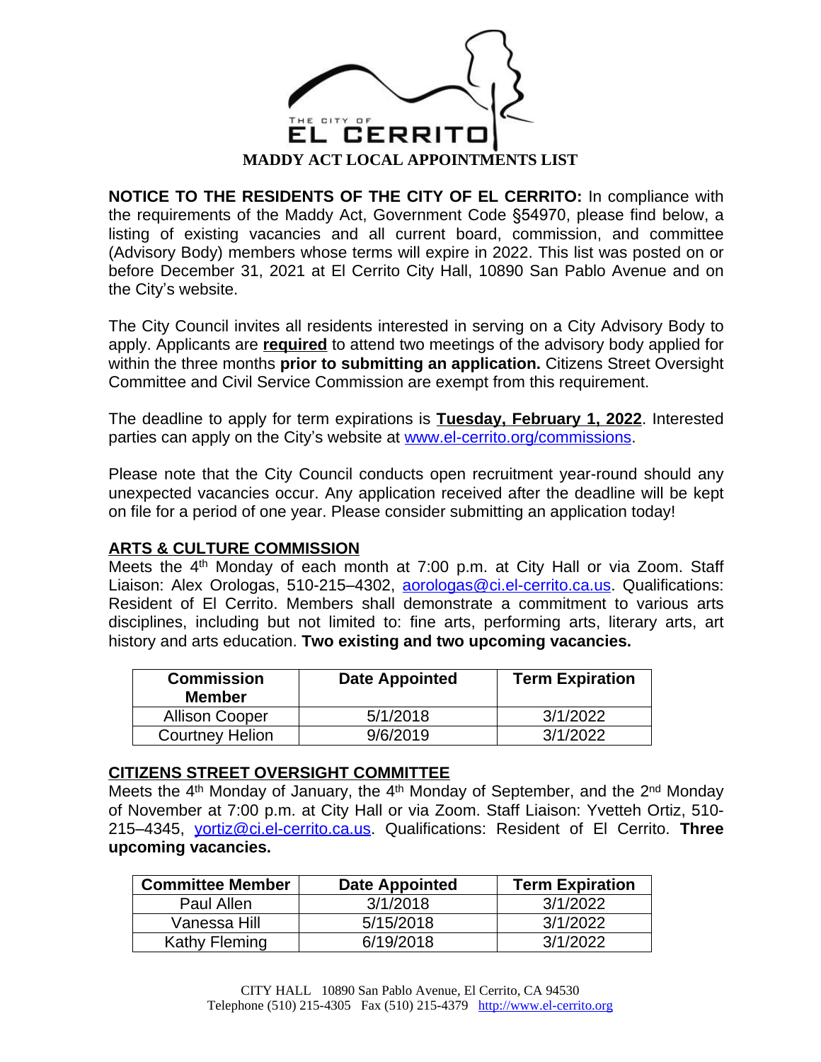THE CITY OF EL CERRITO

# MADDY ACT LOCAL APPOINTMENTS LIST

**NOTICE TO THE RESIDENTS OF THE CITY OF EL CERRITO:** In compliance with the requirements of the Maddy Act, Government Code §54970, please find below, a listing of existing vacancies and all current board, commission, and committee (Advisory Body) members whose terms will expire in 2022. This list was posted on or before December 31, 2021 at El Cerrito City Hall, 10890 San Pablo Avenue and on the City's website.

The City Council invites all residents interested in serving on a City Advisory Body to apply. Applicants are **required** to attend two meetings of the advisory body applied for within the three months **prior to submitting an application.** Citizens Street Oversight Committee and Civil Service Commission are exempt from this requirement.

The deadline to apply for term expirations is **Tuesday, February 1, 2022**. Interested parties can apply on the City's website at www.el-cerrito.org/commissions.

Please note that the City Council conducts open recruitment year-round should any unexpected vacancies occur. Any application received after the deadline will be kept on file for a period of one year. Please consider submitting an application today!

## ARTS & CULTURE COMMISSION

Meets the 4th Monday of each month at 7:00 p.m. at City Hall or via Zoom. Staff Liaison: Alex Orologas, 510-215–4302, aorologas@ci.el-cerrito.ca.us. Qualifications: Resident of El Cerrito. Members shall demonstrate a commitment to various arts disciplines, including but not limited to: fine arts, performing arts, literary arts, art history and arts education. **Two existing and two upcoming vacancies.**

| Commission Member | Date Appointed | Term Expiration |
|---|---|---|
| Allison Cooper | 5/1/2018 | 3/1/2022 |
| Courtney Helion | 9/6/2019 | 3/1/2022 |

## CITIZENS STREET OVERSIGHT COMMITTEE

Meets the 4th Monday of January, the 4th Monday of September, and the 2nd Monday of November at 7:00 p.m. at City Hall or via Zoom. Staff Liaison: Yvetteh Ortiz, 510-215–4345, yortiz@ci.el-cerrito.ca.us. Qualifications: Resident of El Cerrito. **Three upcoming vacancies.**

| Committee Member | Date Appointed | Term Expiration |
|---|---|---|
| Paul Allen | 3/1/2018 | 3/1/2022 |
| Vanessa Hill | 5/15/2018 | 3/1/2022 |
| Kathy Fleming | 6/19/2018 | 3/1/2022 |

CITY HALL 10890 San Pablo Avenue, El Cerrito, CA 94530
Telephone (510) 215-4305 Fax (510) 215-4379 http://www.el-cerrito.org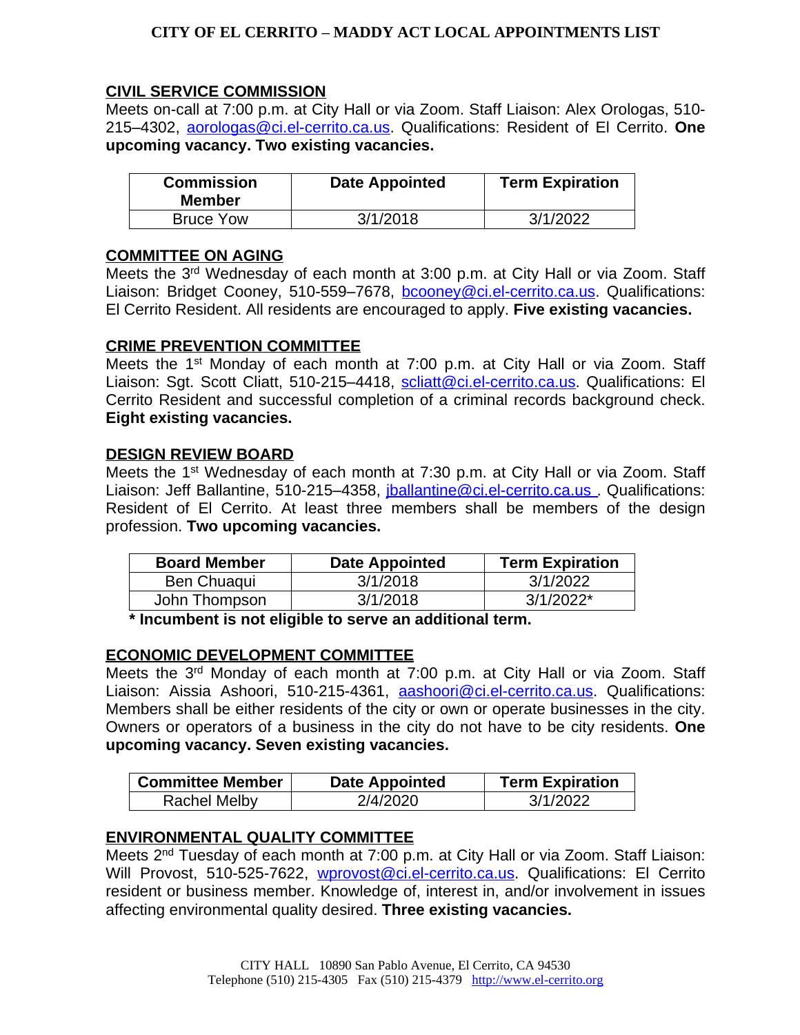# CITY OF EL CERRITO – MADDY ACT LOCAL APPOINTMENTS LIST

## CIVIL SERVICE COMMISSION

Meets on-call at 7:00 p.m. at City Hall or via Zoom. Staff Liaison: Alex Orologas, 510-215–4302, aorologas@ci.el-cerrito.ca.us. Qualifications: Resident of El Cerrito. **One upcoming vacancy. Two existing vacancies.**

| Commission Member | Date Appointed | Term Expiration |
|---|---|---|
| Bruce Yow | 3/1/2018 | 3/1/2022 |

## COMMITTEE ON AGING

Meets the 3rd Wednesday of each month at 3:00 p.m. at City Hall or via Zoom. Staff Liaison: Bridget Cooney, 510-559–7678, bcooney@ci.el-cerrito.ca.us. Qualifications: El Cerrito Resident. All residents are encouraged to apply. **Five existing vacancies.**

## CRIME PREVENTION COMMITTEE

Meets the 1st Monday of each month at 7:00 p.m. at City Hall or via Zoom. Staff Liaison: Sgt. Scott Cliatt, 510-215–4418, scliatt@ci.el-cerrito.ca.us. Qualifications: El Cerrito Resident and successful completion of a criminal records background check. **Eight existing vacancies.**

## DESIGN REVIEW BOARD

Meets the 1st Wednesday of each month at 7:30 p.m. at City Hall or via Zoom. Staff Liaison: Jeff Ballantine, 510-215–4358, jballantine@ci.el-cerrito.ca.us . Qualifications: Resident of El Cerrito. At least three members shall be members of the design profession. **Two upcoming vacancies.**

| Board Member | Date Appointed | Term Expiration |
|---|---|---|
| Ben Chuaqui | 3/1/2018 | 3/1/2022 |
| John Thompson | 3/1/2018 | 3/1/2022* |

**\* Incumbent is not eligible to serve an additional term.**

## ECONOMIC DEVELOPMENT COMMITTEE

Meets the 3rd Monday of each month at 7:00 p.m. at City Hall or via Zoom. Staff Liaison: Aissia Ashoori, 510-215-4361, aashoori@ci.el-cerrito.ca.us. Qualifications: Members shall be either residents of the city or own or operate businesses in the city. Owners or operators of a business in the city do not have to be city residents. **One upcoming vacancy. Seven existing vacancies.**

| Committee Member | Date Appointed | Term Expiration |
|---|---|---|
| Rachel Melby | 2/4/2020 | 3/1/2022 |

## ENVIRONMENTAL QUALITY COMMITTEE

Meets 2nd Tuesday of each month at 7:00 p.m. at City Hall or via Zoom. Staff Liaison: Will Provost, 510-525-7622, wprovost@ci.el-cerrito.ca.us. Qualifications: El Cerrito resident or business member. Knowledge of, interest in, and/or involvement in issues affecting environmental quality desired. **Three existing vacancies.**

CITY HALL 10890 San Pablo Avenue, El Cerrito, CA 94530
Telephone (510) 215-4305 Fax (510) 215-4379 http://www.el-cerrito.org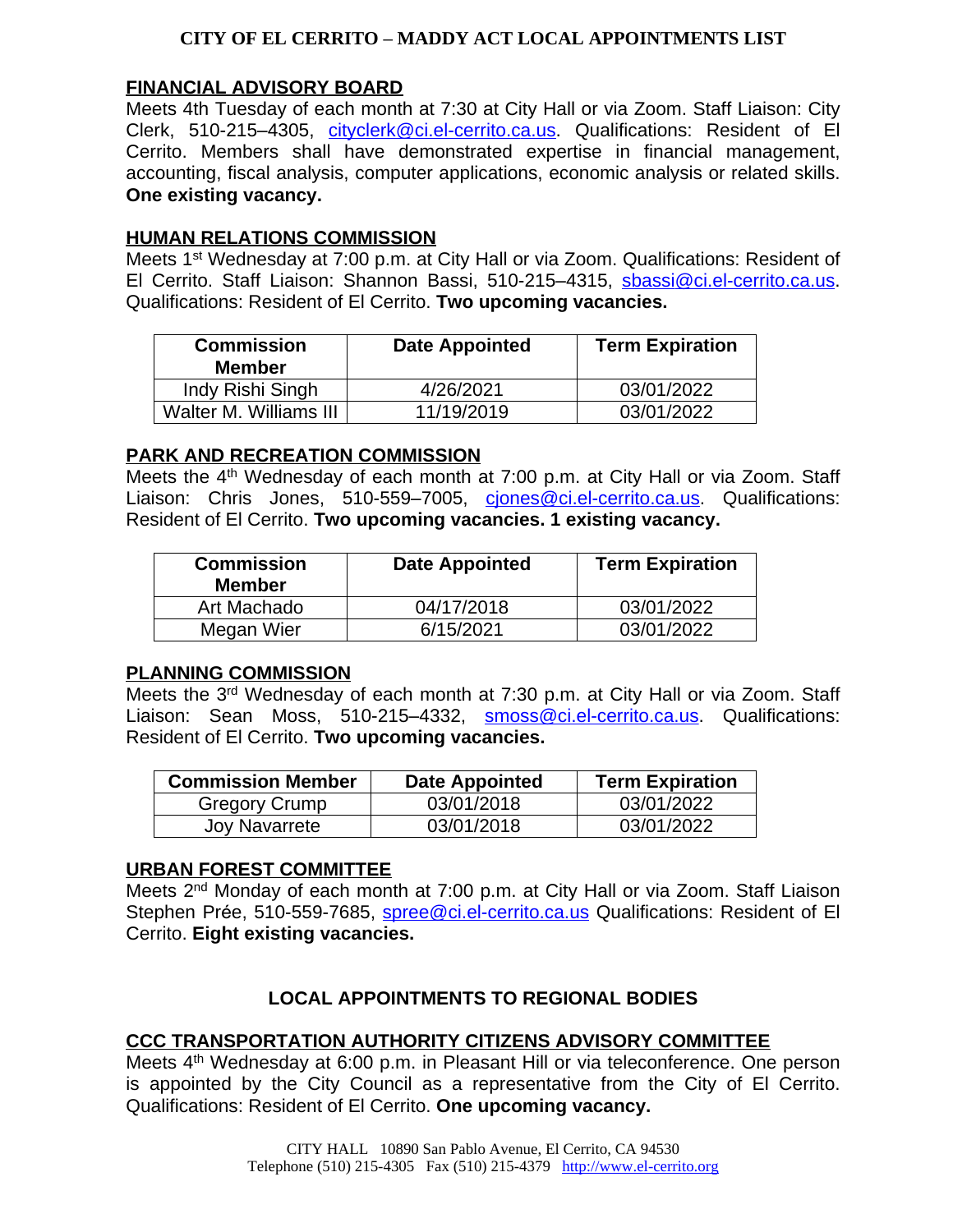# CITY OF EL CERRITO – MADDY ACT LOCAL APPOINTMENTS LIST

## FINANCIAL ADVISORY BOARD

Meets 4th Tuesday of each month at 7:30 at City Hall or via Zoom. Staff Liaison: City Clerk, 510-215–4305, cityclerk@ci.el-cerrito.ca.us. Qualifications: Resident of El Cerrito. Members shall have demonstrated expertise in financial management, accounting, fiscal analysis, computer applications, economic analysis or related skills. **One existing vacancy.**

## HUMAN RELATIONS COMMISSION

Meets 1st Wednesday at 7:00 p.m. at City Hall or via Zoom. Qualifications: Resident of El Cerrito. Staff Liaison: Shannon Bassi, 510-215–4315, sbassi@ci.el-cerrito.ca.us. Qualifications: Resident of El Cerrito. **Two upcoming vacancies.**

| Commission Member | Date Appointed | Term Expiration |
|---|---|---|
| Indy Rishi Singh | 4/26/2021 | 03/01/2022 |
| Walter M. Williams III | 11/19/2019 | 03/01/2022 |

## PARK AND RECREATION COMMISSION

Meets the 4th Wednesday of each month at 7:00 p.m. at City Hall or via Zoom. Staff Liaison: Chris Jones, 510-559–7005, cjones@ci.el-cerrito.ca.us. Qualifications: Resident of El Cerrito. **Two upcoming vacancies. 1 existing vacancy.**

| Commission Member | Date Appointed | Term Expiration |
|---|---|---|
| Art Machado | 04/17/2018 | 03/01/2022 |
| Megan Wier | 6/15/2021 | 03/01/2022 |

## PLANNING COMMISSION

Meets the 3rd Wednesday of each month at 7:30 p.m. at City Hall or via Zoom. Staff Liaison: Sean Moss, 510-215–4332, smoss@ci.el-cerrito.ca.us. Qualifications: Resident of El Cerrito. **Two upcoming vacancies.**

| Commission Member | Date Appointed | Term Expiration |
|---|---|---|
| Gregory Crump | 03/01/2018 | 03/01/2022 |
| Joy Navarrete | 03/01/2018 | 03/01/2022 |

## URBAN FOREST COMMITTEE

Meets 2nd Monday of each month at 7:00 p.m. at City Hall or via Zoom. Staff Liaison Stephen Prée, 510-559-7685, spree@ci.el-cerrito.ca.us Qualifications: Resident of El Cerrito. **Eight existing vacancies.**

# LOCAL APPOINTMENTS TO REGIONAL BODIES

## CCC TRANSPORTATION AUTHORITY CITIZENS ADVISORY COMMITTEE

Meets 4th Wednesday at 6:00 p.m. in Pleasant Hill or via teleconference. One person is appointed by the City Council as a representative from the City of El Cerrito. Qualifications: Resident of El Cerrito. **One upcoming vacancy.**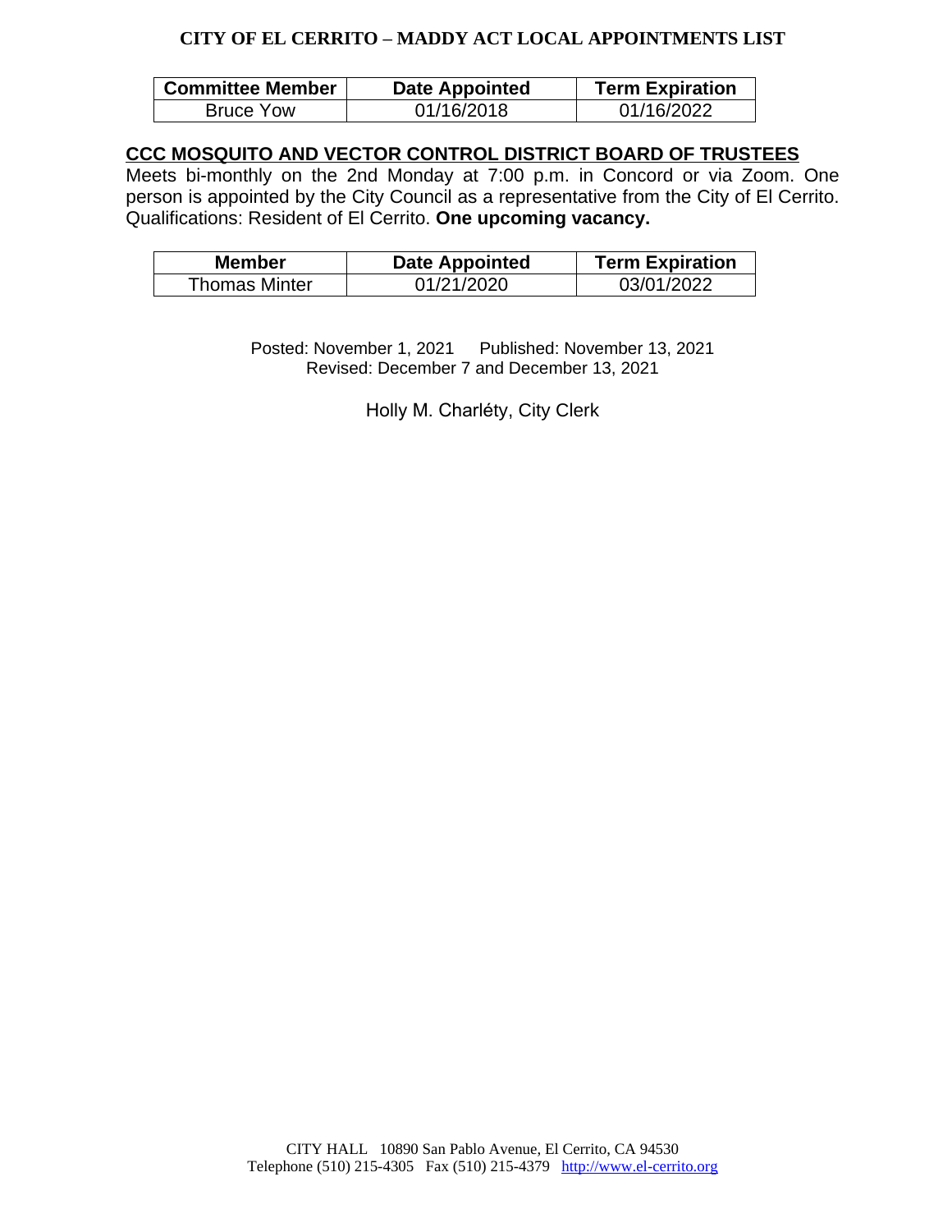| Committee Member | Date Appointed | Term Expiration |
|---|---|---|
| Bruce Yow | 01/16/2018 | 01/16/2022 |

## CCC MOSQUITO AND VECTOR CONTROL DISTRICT BOARD OF TRUSTEES

Meets bi-monthly on the 2nd Monday at 7:00 p.m. in Concord or via Zoom. One person is appointed by the City Council as a representative from the City of El Cerrito. Qualifications: Resident of El Cerrito. **One upcoming vacancy.**

| Member | Date Appointed | Term Expiration |
|---|---|---|
| Thomas Minter | 01/21/2020 | 03/01/2022 |

Posted: November 1, 2021 Published: November 13, 2021
Revised: December 7 and December 13, 2021

Holly M. Charléty, City Clerk

CITY HALL 10890 San Pablo Avenue, El Cerrito, CA 94530
Telephone (510) 215-4305 Fax (510) 215-4379 http://www.el-cerrito.org